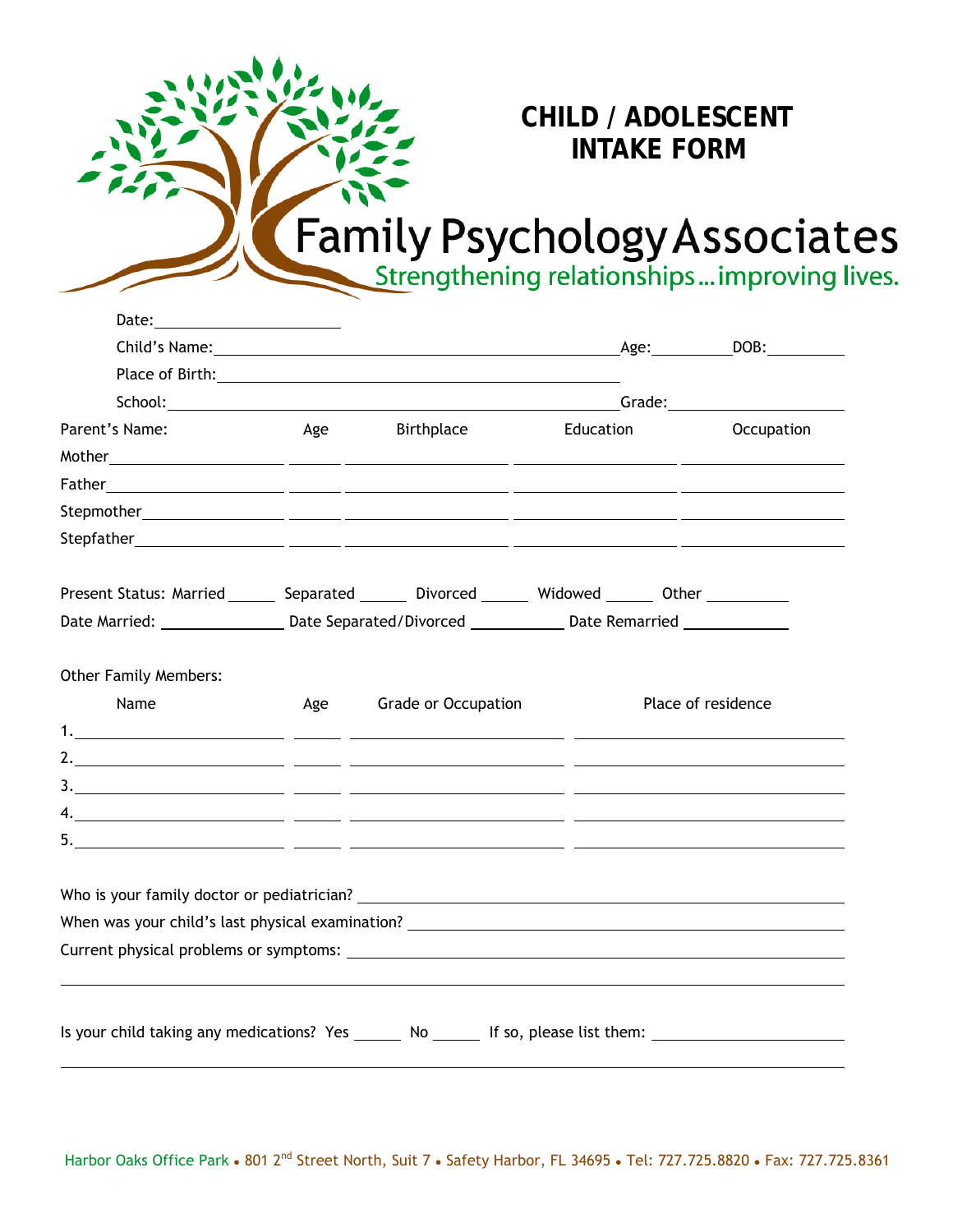# CHILD / ADOLESCENT INTAKE FORM

## Family Psychology Associates

Strengthening relationships…improving lives.

Date: ____________________

Child's Name: ________________________________________ Age: ________ DOB: ________

Place of Birth: ________________________________________

School: ________________________________________ Grade: ________________

| Parent's Name: | Age | Birthplace | Education | Occupation |
|---|---|---|---|---|
| Mother | | | | |
| Father | | | | |
| Stepmother | | | | |
| Stepfather | | | | |

Present Status: Married ______ Separated ______ Divorced ______ Widowed ______ Other __________

Date Married: ______________ Date Separated/Divorced ___________ Date Remarried ____________

Other Family Members:

| Name | Age | Grade or Occupation | Place of residence |
|---|---|---|---|
| 1. | | | |
| 2. | | | |
| 3. | | | |
| 4. | | | |
| 5. | | | |

Who is your family doctor or pediatrician? ________________________________________

When was your child's last physical examination? ________________________________________

Current physical problems or symptoms: ________________________________________

________________________________________________________________________________

Is your child taking any medications? Yes ______ No ______ If so, please list them: ____________________

________________________________________________________________________________

Harbor Oaks Office Park • 801 2nd Street North, Suit 7 • Safety Harbor, FL 34695 • Tel: 727.725.8820 • Fax: 727.725.8361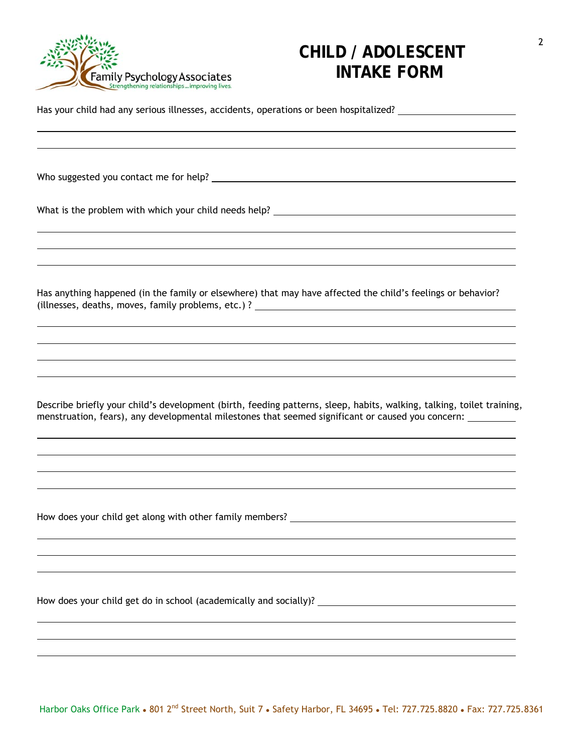Family Psychology Associates
Strengthening relationships...improving lives.

# CHILD / ADOLESCENT INTAKE FORM

Has your child had any serious illnesses, accidents, operations or been hospitalized? ______________________

_____________________________________________________________________________

_____________________________________________________________________________

Who suggested you contact me for help? _____________________________________________

What is the problem with which your child needs help? _______________________________

_____________________________________________________________________________

_____________________________________________________________________________

_____________________________________________________________________________

Has anything happened (in the family or elsewhere) that may have affected the child's feelings or behavior? (illnesses, deaths, moves, family problems, etc.) ? ______________________________________

_____________________________________________________________________________

_____________________________________________________________________________

_____________________________________________________________________________

_____________________________________________________________________________

Describe briefly your child's development (birth, feeding patterns, sleep, habits, walking, talking, toilet training, menstruation, fears), any developmental milestones that seemed significant or caused you concern: __________

_____________________________________________________________________________

_____________________________________________________________________________

_____________________________________________________________________________

_____________________________________________________________________________

How does your child get along with other family members? _____________________________

_____________________________________________________________________________

_____________________________________________________________________________

_____________________________________________________________________________

How does your child get do in school (academically and socially)? _______________________

_____________________________________________________________________________

_____________________________________________________________________________

_____________________________________________________________________________

Harbor Oaks Office Park • 801 2nd Street North, Suit 7 • Safety Harbor, FL 34695 • Tel: 727.725.8820 • Fax: 727.725.8361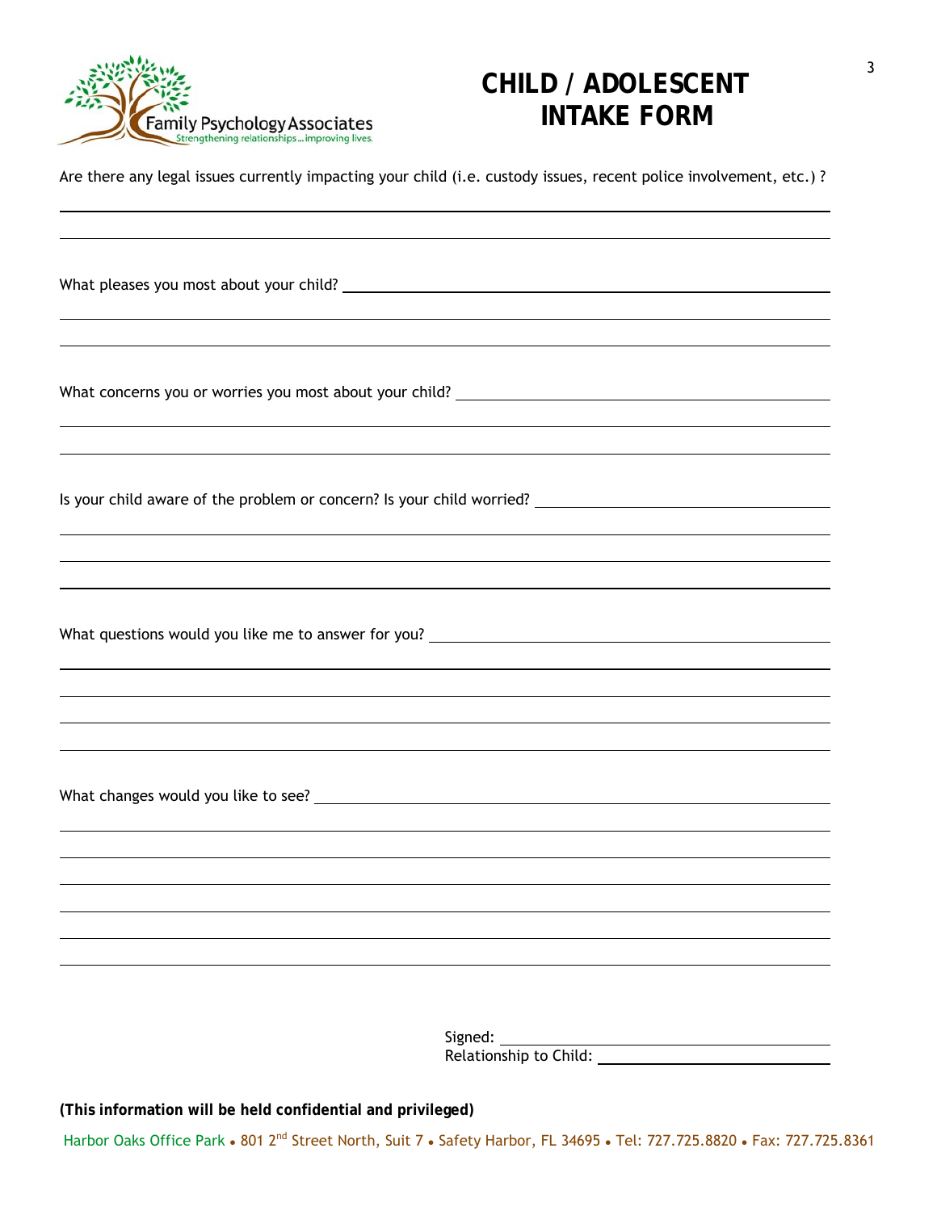Family Psychology Associates
Strengthening relationships…improving lives.

# CHILD / ADOLESCENT INTAKE FORM

Are there any legal issues currently impacting your child (i.e. custody issues, recent police involvement, etc.) ?

What pleases you most about your child?

What concerns you or worries you most about your child?

Is your child aware of the problem or concern? Is your child worried?

What questions would you like me to answer for you?

What changes would you like to see?

Signed:
Relationship to Child:

**(This information will be held confidential and privileged)**

Harbor Oaks Office Park • 801 2nd Street North, Suit 7 • Safety Harbor, FL 34695 • Tel: 727.725.8820 • Fax: 727.725.8361